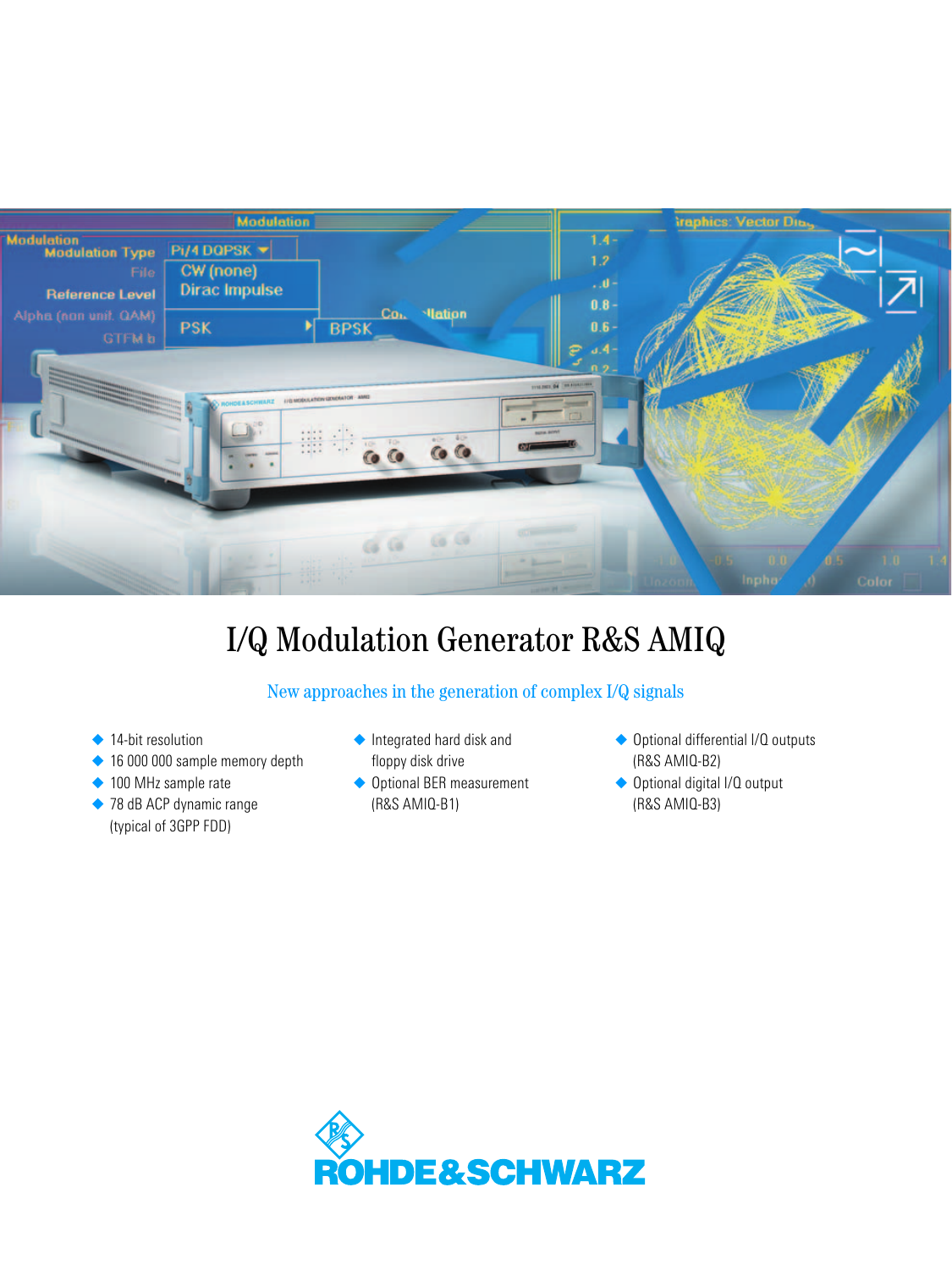# I/Q Modulation Generator R&S AMIQ

New approaches in the generation of complex I/Q signals

- 14-bit resolution
- 16 000 000 sample memory depth
- 100 MHz sample rate
- 78 dB ACP dynamic range (typical of 3GPP FDD)
- Integrated hard disk and floppy disk drive
- Optional BER measurement (R&S AMIQ-B1)
- Optional differential I/Q outputs (R&S AMIQ-B2)
- Optional digital I/Q output (R&S AMIQ-B3)

ROHDE&SCHWARZ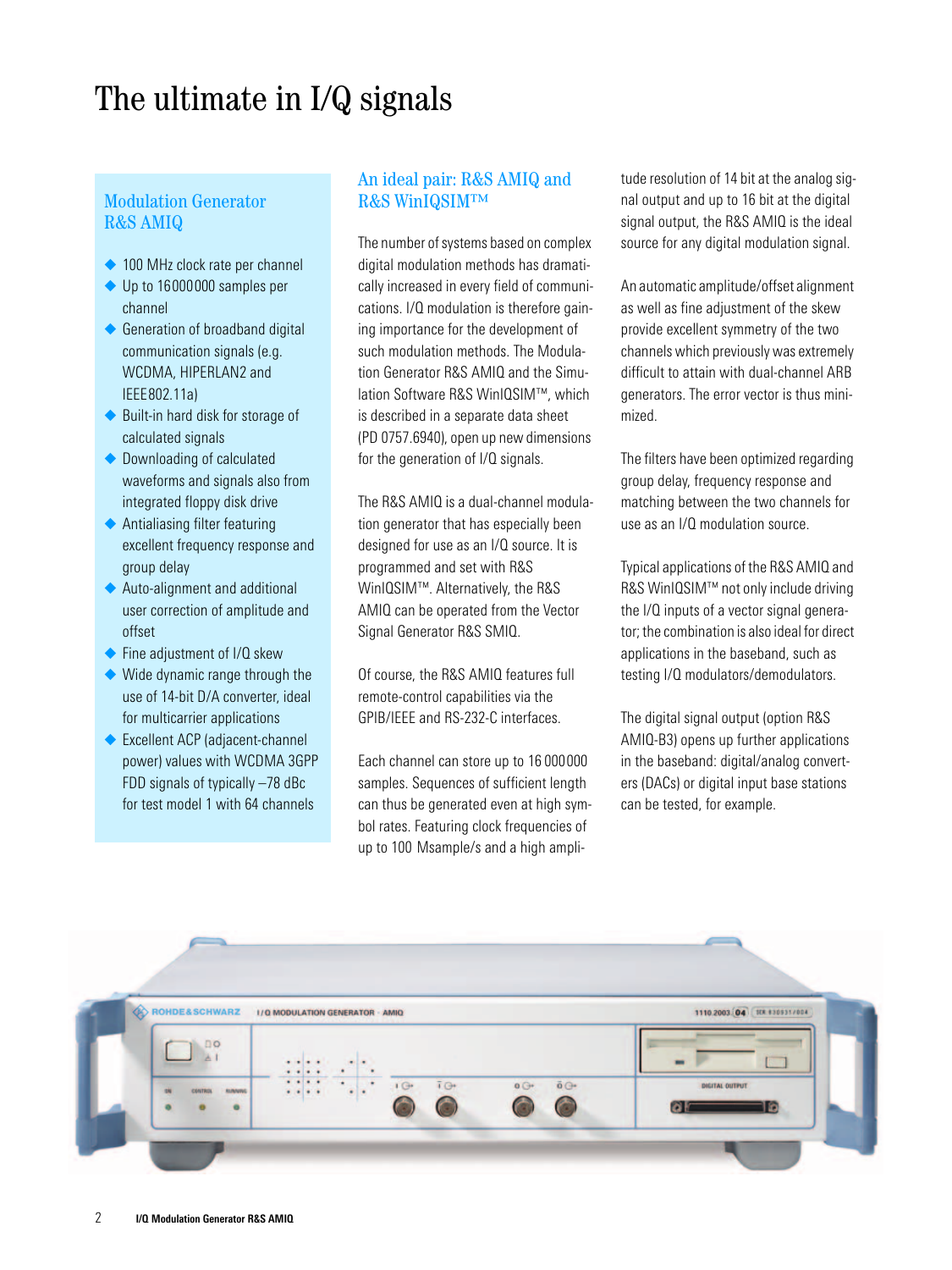# The ultimate in I/Q signals

## Modulation Generator R&S AMIQ

- 100 MHz clock rate per channel
- Up to 16000000 samples per channel
- Generation of broadband digital communication signals (e.g. WCDMA, HIPERLAN2 and IEEE802.11a)
- Built-in hard disk for storage of calculated signals
- Downloading of calculated waveforms and signals also from integrated floppy disk drive
- Antialiasing filter featuring excellent frequency response and group delay
- Auto-alignment and additional user correction of amplitude and offset
- Fine adjustment of I/Q skew
- Wide dynamic range through the use of 14-bit D/A converter, ideal for multicarrier applications
- Excellent ACP (adjacent-channel power) values with WCDMA 3GPP FDD signals of typically –78 dBc for test model 1 with 64 channels

## An ideal pair: R&S AMIQ and R&S WinIQSIM™

The number of systems based on complex digital modulation methods has dramatically increased in every field of communications. I/Q modulation is therefore gaining importance for the development of such modulation methods. The Modulation Generator R&S AMIQ and the Simulation Software R&S WinIQSIM™, which is described in a separate data sheet (PD 0757.6940), open up new dimensions for the generation of I/Q signals.

The R&S AMIQ is a dual-channel modulation generator that has especially been designed for use as an I/Q source. It is programmed and set with R&S WinIQSIM™. Alternatively, the R&S AMIQ can be operated from the Vector Signal Generator R&S SMIQ.

Of course, the R&S AMIQ features full remote-control capabilities via the GPIB/IEEE and RS-232-C interfaces.

Each channel can store up to 16 000000 samples. Sequences of sufficient length can thus be generated even at high symbol rates. Featuring clock frequencies of up to 100 Msample/s and a high amplitude resolution of 14 bit at the analog signal output and up to 16 bit at the digital signal output, the R&S AMIQ is the ideal source for any digital modulation signal.

An automatic amplitude/offset alignment as well as fine adjustment of the skew provide excellent symmetry of the two channels which previously was extremely difficult to attain with dual-channel ARB generators. The error vector is thus minimized.

The filters have been optimized regarding group delay, frequency response and matching between the two channels for use as an I/Q modulation source.

Typical applications of the R&S AMIQ and R&S WinIQSIM™ not only include driving the I/Q inputs of a vector signal generator; the combination is also ideal for direct applications in the baseband, such as testing I/Q modulators/demodulators.

The digital signal output (option R&S AMIQ-B3) opens up further applications in the baseband: digital/analog converters (DACs) or digital input base stations can be tested, for example.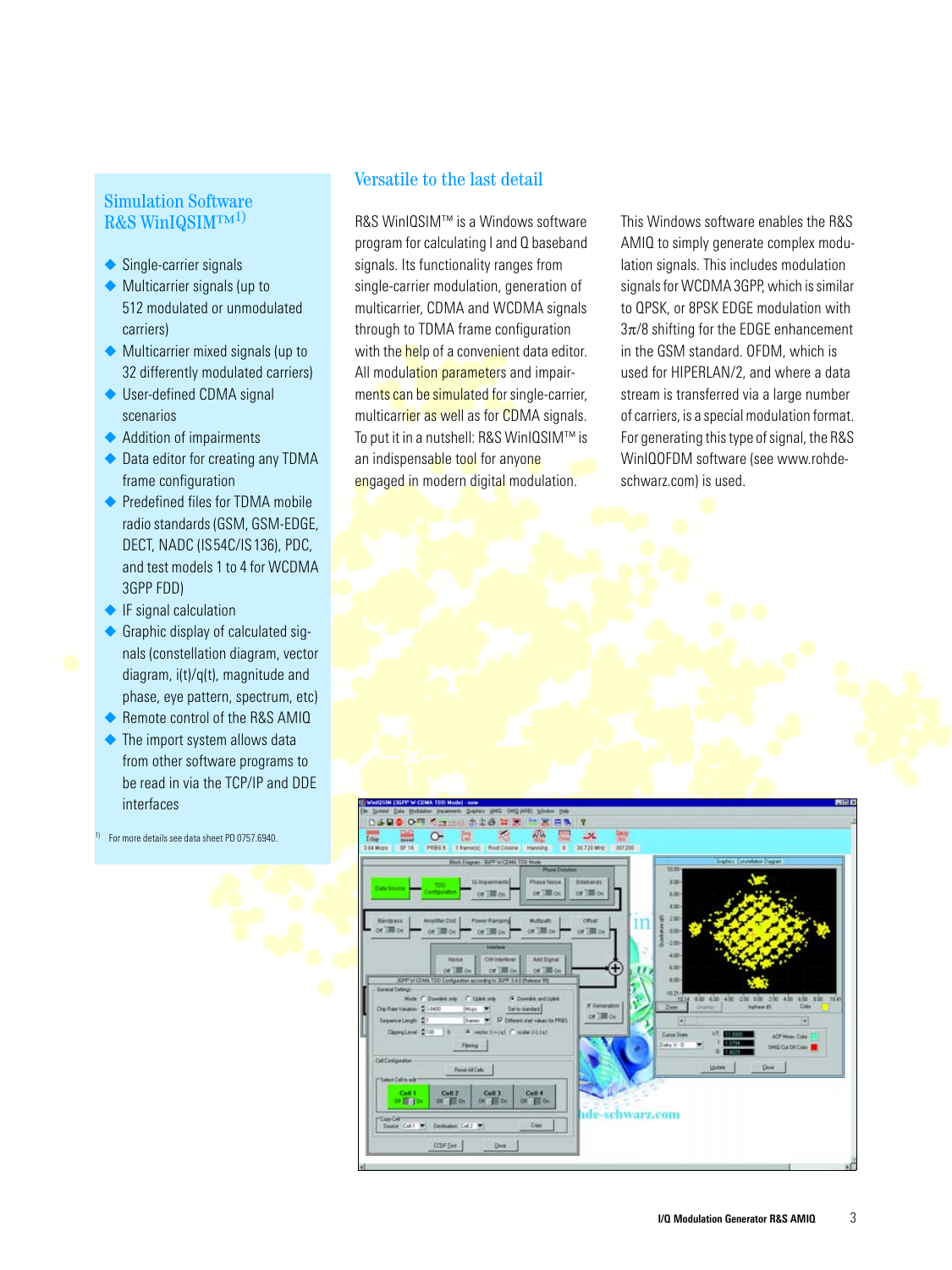## Simulation Software R&S WinIQSIM™[1)]

- Single-carrier signals
- Multicarrier signals (up to 512 modulated or unmodulated carriers)
- Multicarrier mixed signals (up to 32 differently modulated carriers)
- User-defined CDMA signal scenarios
- Addition of impairments
- Data editor for creating any TDMA frame configuration
- Predefined files for TDMA mobile radio standards (GSM, GSM-EDGE, DECT, NADC (IS54C/IS136), PDC, and test models 1 to 4 for WCDMA 3GPP FDD)
- IF signal calculation
- Graphic display of calculated signals (constellation diagram, vector diagram, i(t)/q(t), magnitude and phase, eye pattern, spectrum, etc)
- Remote control of the R&S AMIQ
- The import system allows data from other software programs to be read in via the TCP/IP and DDE interfaces

[1)] For more details see data sheet PD 0757.6940.

## Versatile to the last detail

R&S WinIQSIM™ is a Windows software program for calculating I and Q baseband signals. Its functionality ranges from single-carrier modulation, generation of multicarrier, CDMA and WCDMA signals through to TDMA frame configuration with the help of a convenient data editor. All modulation parameters and impairments can be simulated for single-carrier, multicarrier as well as for CDMA signals. To put it in a nutshell: R&S WinIQSIM™ is an indispensable tool for anyone engaged in modern digital modulation.

This Windows software enables the R&S AMIQ to simply generate complex modulation signals. This includes modulation signals for WCDMA 3GPP, which is similar to QPSK, or 8PSK EDGE modulation with $3\pi/8$ shifting for the EDGE enhancement in the GSM standard. OFDM, which is used for HIPERLAN/2, and where a data stream is transferred via a large number of carriers, is a special modulation format. For generating this type of signal, the R&S WinIQOFDM software (see www.rohde-schwarz.com) is used.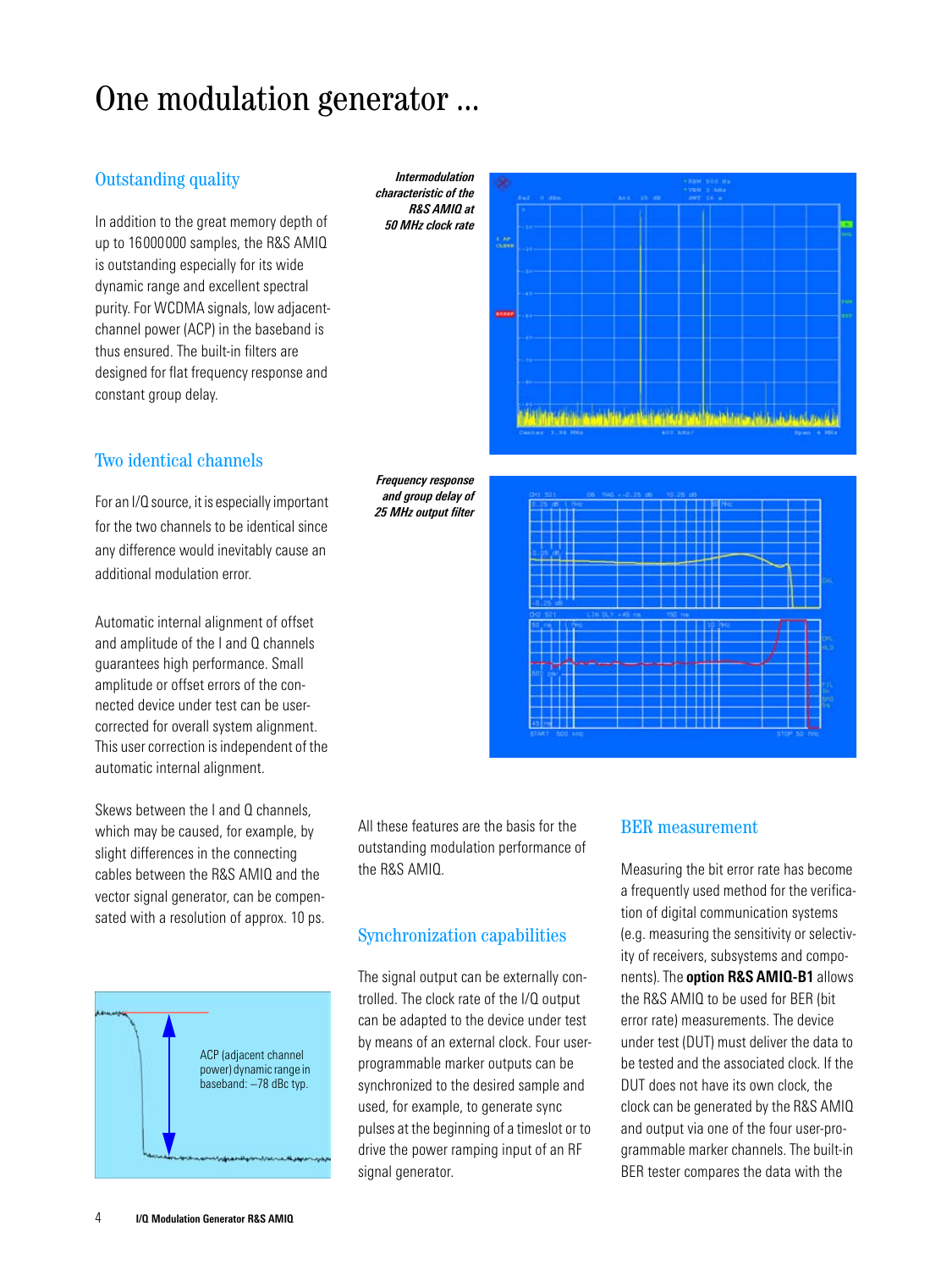# One modulation generator ...

## Outstanding quality

In addition to the great memory depth of up to 16000000 samples, the R&S AMIQ is outstanding especially for its wide dynamic range and excellent spectral purity. For WCDMA signals, low adjacent-channel power (ACP) in the baseband is thus ensured. The built-in filters are designed for flat frequency response and constant group delay.

*Intermodulation characteristic of the R&S AMIQ at 50 MHz clock rate*

*Frequency response and group delay of 25 MHz output filter*

## Two identical channels

For an I/Q source, it is especially important for the two channels to be identical since any difference would inevitably cause an additional modulation error.

Automatic internal alignment of offset and amplitude of the I and Q channels guarantees high performance. Small amplitude or offset errors of the connected device under test can be user-corrected for overall system alignment. This user correction is independent of the automatic internal alignment.

Skews between the I and Q channels, which may be caused, for example, by slight differences in the connecting cables between the R&S AMIQ and the vector signal generator, can be compensated with a resolution of approx. 10 ps.

ACP (adjacent channel power) dynamic range in baseband: –78 dBc typ.

All these features are the basis for the outstanding modulation performance of the R&S AMIQ.

## Synchronization capabilities

The signal output can be externally controlled. The clock rate of the I/Q output can be adapted to the device under test by means of an external clock. Four user-programmable marker outputs can be synchronized to the desired sample and used, for example, to generate sync pulses at the beginning of a timeslot or to drive the power ramping input of an RF signal generator.

## BER measurement

Measuring the bit error rate has become a frequently used method for the verification of digital communication systems (e.g. measuring the sensitivity or selectivity of receivers, subsystems and components). The **option R&S AMIQ-B1** allows the R&S AMIQ to be used for BER (bit error rate) measurements. The device under test (DUT) must deliver the data to be tested and the associated clock. If the DUT does not have its own clock, the clock can be generated by the R&S AMIQ and output via one of the four user-programmable marker channels. The built-in BER tester compares the data with the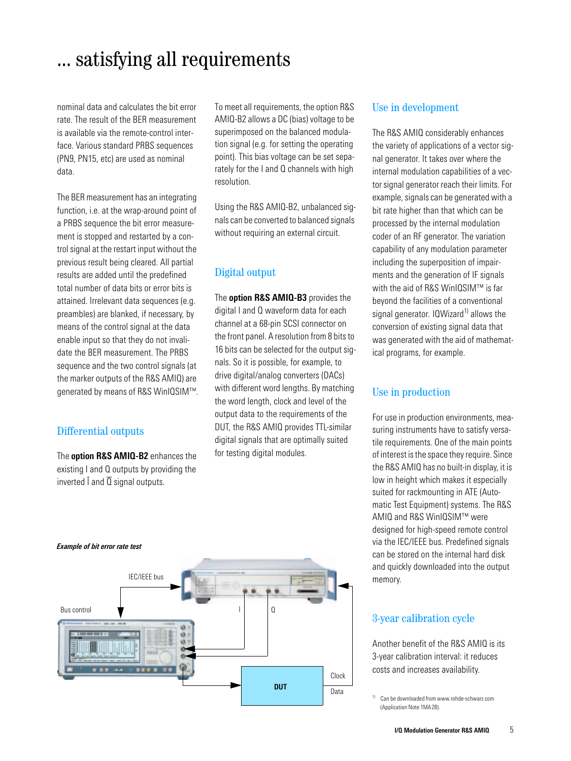# ... satisfying all requirements

nominal data and calculates the bit error rate. The result of the BER measurement is available via the remote-control interface. Various standard PRBS sequences (PN9, PN15, etc) are used as nominal data.

The BER measurement has an integrating function, i.e. at the wrap-around point of a PRBS sequence the bit error measurement is stopped and restarted by a control signal at the restart input without the previous result being cleared. All partial results are added until the predefined total number of data bits or error bits is attained. Irrelevant data sequences (e.g. preambles) are blanked, if necessary, by means of the control signal at the data enable input so that they do not invalidate the BER measurement. The PRBS sequence and the two control signals (at the marker outputs of the R&S AMIQ) are generated by means of R&S WinIQSIM™.

## Differential outputs

The **option R&S AMIQ-B2** enhances the existing I and Q outputs by providing the inverted $\bar{I}$ and $\bar{Q}$ signal outputs.

To meet all requirements, the option R&S AMIQ-B2 allows a DC (bias) voltage to be superimposed on the balanced modulation signal (e.g. for setting the operating point). This bias voltage can be set separately for the I and Q channels with high resolution.

Using the R&S AMIQ-B2, unbalanced signals can be converted to balanced signals without requiring an external circuit.

## Digital output

The **option R&S AMIQ-B3** provides the digital I and Q waveform data for each channel at a 68-pin SCSI connector on the front panel. A resolution from 8 bits to 16 bits can be selected for the output signals. So it is possible, for example, to drive digital/analog converters (DACs) with different word lengths. By matching the word length, clock and level of the output data to the requirements of the DUT, the R&S AMIQ provides TTL-similar digital signals that are optimally suited for testing digital modules.

*Example of bit error rate test*

IEC/IEEE bus

Bus control

I

Q

DUT

Clock

Data

## Use in development

The R&S AMIQ considerably enhances the variety of applications of a vector signal generator. It takes over where the internal modulation capabilities of a vector signal generator reach their limits. For example, signals can be generated with a bit rate higher than that which can be processed by the internal modulation coder of an RF generator. The variation capability of any modulation parameter including the superposition of impairments and the generation of IF signals with the aid of R&S WinIQSIM™ is far beyond the facilities of a conventional signal generator. IQWizard[1] allows the conversion of existing signal data that was generated with the aid of mathematical programs, for example.

## Use in production

For use in production environments, measuring instruments have to satisfy versatile requirements. One of the main points of interest is the space they require. Since the R&S AMIQ has no built-in display, it is low in height which makes it especially suited for rackmounting in ATE (Automatic Test Equipment) systems. The R&S AMIQ and R&S WinIQSIM™ were designed for high-speed remote control via the IEC/IEEE bus. Predefined signals can be stored on the internal hard disk and quickly downloaded into the output memory.

## 3-year calibration cycle

Another benefit of the R&S AMIQ is its 3-year calibration interval: it reduces costs and increases availability.

[1] Can be downloaded from www.rohde-schwarz.com (Application Note 1MA28).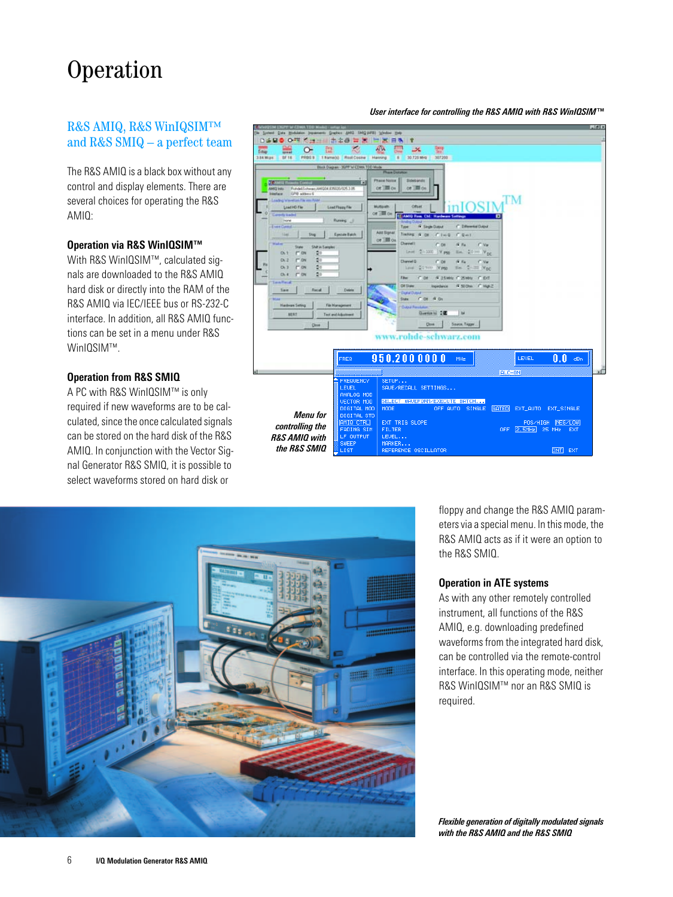# Operation

## R&S AMIQ, R&S WinIQSIM™ and R&S SMIQ – a perfect team

The R&S AMIQ is a black box without any control and display elements. There are several choices for operating the R&S AMIQ:

### Operation via R&S WinIQSIM™

With R&S WinIQSIM™, calculated signals are downloaded to the R&S AMIQ hard disk or directly into the RAM of the R&S AMIQ via IEC/IEEE bus or RS-232-C interface. In addition, all R&S AMIQ functions can be set in a menu under R&S WinIQSIM™.

### Operation from R&S SMIQ

A PC with R&S WinIQSIM™ is only required if new waveforms are to be calculated, since the once calculated signals can be stored on the hard disk of the R&S AMIQ. In conjunction with the Vector Signal Generator R&S SMIQ, it is possible to select waveforms stored on hard disk or floppy and change the R&S AMIQ parameters via a special menu. In this mode, the R&S AMIQ acts as if it were an option to the R&S SMIQ.

*User interface for controlling the R&S AMIQ with R&S WinIQSIM™*

*Menu for controlling the R&S AMIQ with the R&S SMIQ*

### Operation in ATE systems

As with any other remotely controlled instrument, all functions of the R&S AMIQ, e.g. downloading predefined waveforms from the integrated hard disk, can be controlled via the remote-control interface. In this operating mode, neither R&S WinIQSIM™ nor an R&S SMIQ is required.

*Flexible generation of digitally modulated signals with the R&S AMIQ and the R&S SMIQ*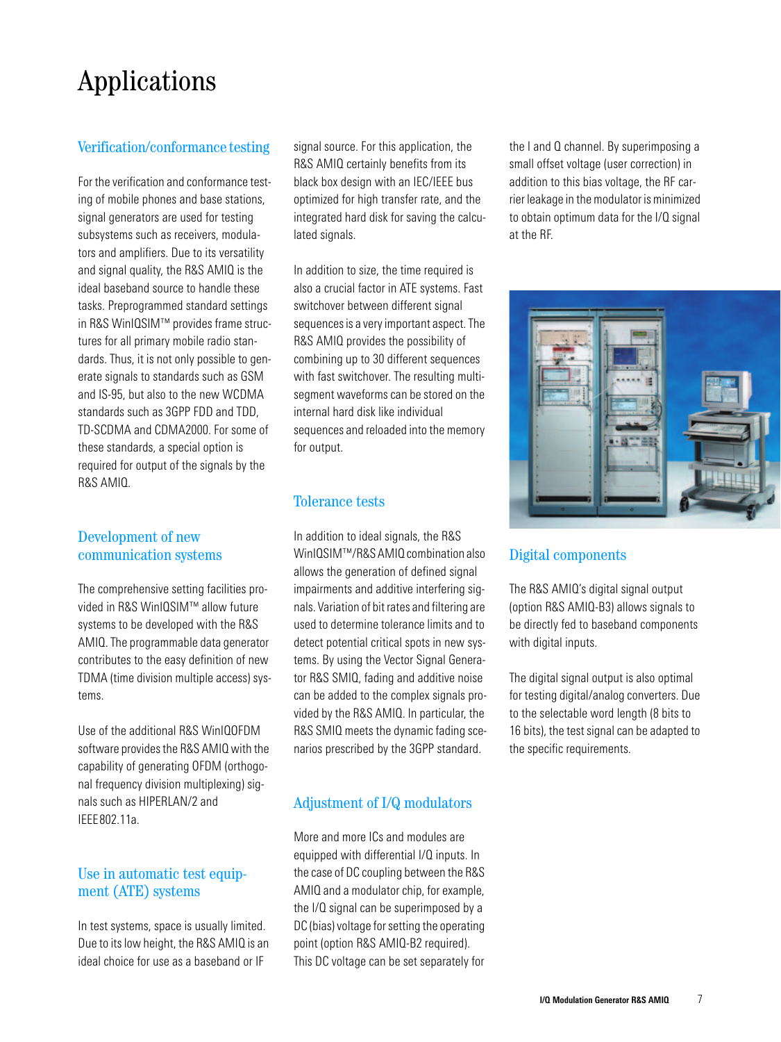# Applications

## Verification/conformance testing

For the verification and conformance testing of mobile phones and base stations, signal generators are used for testing subsystems such as receivers, modulators and amplifiers. Due to its versatility and signal quality, the R&S AMIQ is the ideal baseband source to handle these tasks. Preprogrammed standard settings in R&S WinIQSIM™ provides frame structures for all primary mobile radio standards. Thus, it is not only possible to generate signals to standards such as GSM and IS-95, but also to the new WCDMA standards such as 3GPP FDD and TDD, TD-SCDMA and CDMA2000. For some of these standards, a special option is required for output of the signals by the R&S AMIQ.

## Development of new communication systems

The comprehensive setting facilities provided in R&S WinIQSIM™ allow future systems to be developed with the R&S AMIQ. The programmable data generator contributes to the easy definition of new TDMA (time division multiple access) systems.

Use of the additional R&S WinIQOFDM software provides the R&S AMIQ with the capability of generating OFDM (orthogonal frequency division multiplexing) signals such as HIPERLAN/2 and IEEE802.11a.

## Use in automatic test equipment (ATE) systems

In test systems, space is usually limited. Due to its low height, the R&S AMIQ is an ideal choice for use as a baseband or IF signal source. For this application, the R&S AMIQ certainly benefits from its black box design with an IEC/IEEE bus optimized for high transfer rate, and the integrated hard disk for saving the calculated signals.

In addition to size, the time required is also a crucial factor in ATE systems. Fast switchover between different signal sequences is a very important aspect. The R&S AMIQ provides the possibility of combining up to 30 different sequences with fast switchover. The resulting multi-segment waveforms can be stored on the internal hard disk like individual sequences and reloaded into the memory for output.

## Tolerance tests

In addition to ideal signals, the R&S WinIQSIM™/R&S AMIQ combination also allows the generation of defined signal impairments and additive interfering signals. Variation of bit rates and filtering are used to determine tolerance limits and to detect potential critical spots in new systems. By using the Vector Signal Generator R&S SMIQ, fading and additive noise can be added to the complex signals provided by the R&S AMIQ. In particular, the R&S SMIQ meets the dynamic fading scenarios prescribed by the 3GPP standard.

## Adjustment of I/Q modulators

More and more ICs and modules are equipped with differential I/Q inputs. In the case of DC coupling between the R&S AMIQ and a modulator chip, for example, the I/Q signal can be superimposed by a DC (bias) voltage for setting the operating point (option R&S AMIQ-B2 required). This DC voltage can be set separately for the I and Q channel. By superimposing a small offset voltage (user correction) in addition to this bias voltage, the RF carrier leakage in the modulator is minimized to obtain optimum data for the I/Q signal at the RF.

## Digital components

The R&S AMIQ's digital signal output (option R&S AMIQ-B3) allows signals to be directly fed to baseband components with digital inputs.

The digital signal output is also optimal for testing digital/analog converters. Due to the selectable word length (8 bits to 16 bits), the test signal can be adapted to the specific requirements.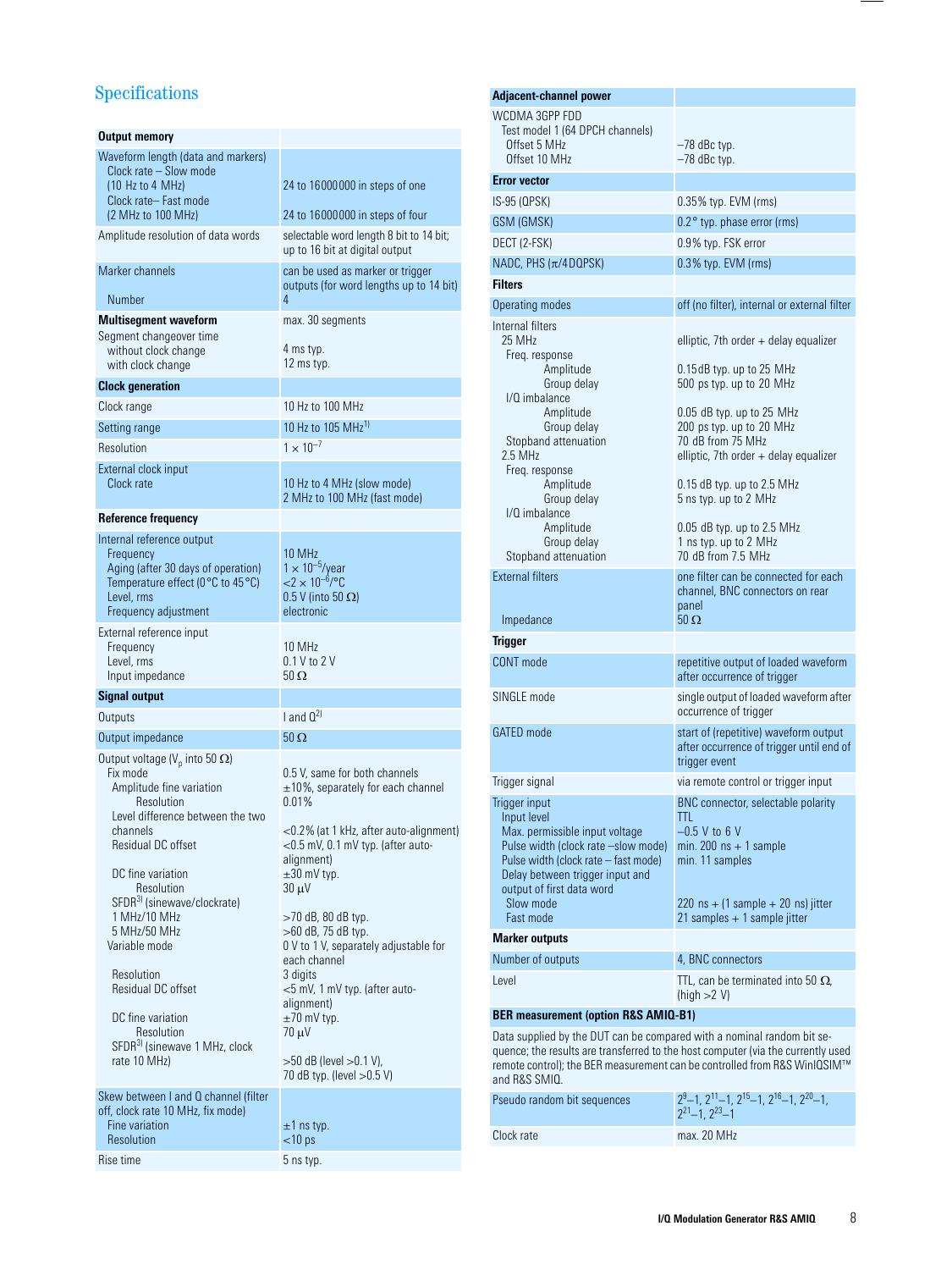## Specifications

| Output memory | |
|---|---|
| Waveform length (data and markers)<br>Clock rate – Slow mode<br>(10 Hz to 4 MHz)<br>Clock rate– Fast mode<br>(2 MHz to 100 MHz) | <br><br>24 to 16000000 in steps of one<br><br>24 to 16000000 in steps of four |
| Amplitude resolution of data words | selectable word length 8 bit to 14 bit; up to 16 bit at digital output |
| Marker channels<br><br>Number | can be used as marker or trigger outputs (for word lengths up to 14 bit)<br>4 |
| **Multisegment waveform**<br>Segment changeover time<br>without clock change<br>with clock change | max. 30 segments<br><br>4 ms typ.<br>12 ms typ. |
| **Clock generation** | |
| Clock range | 10 Hz to 100 MHz |
| Setting range | 10 Hz to 105 MHz[1] |
| Resolution | $1 \times 10^{-7}$ |
| External clock input<br>Clock rate | <br>10 Hz to 4 MHz (slow mode)<br>2 MHz to 100 MHz (fast mode) |
| **Reference frequency** | |
| Internal reference output<br>Frequency<br>Aging (after 30 days of operation)<br>Temperature effect (0 °C to 45 °C)<br>Level, rms<br>Frequency adjustment | <br>10 MHz<br>$1 \times 10^{-5}$/year<br>$<2 \times 10^{-6}$/°C<br>0.5 V (into 50 Ω)<br>electronic |
| External reference input<br>Frequency<br>Level, rms<br>Input impedance | <br>10 MHz<br>0.1 V to 2 V<br>50 Ω |
| **Signal output** | |
| Outputs | I and Q[2] |
| Output impedance | 50 Ω |
| Output voltage ($V_p$ into 50 Ω)<br>Fix mode<br>Amplitude fine variation<br>Resolution<br>Level difference between the two channels<br>Residual DC offset<br><br>DC fine variation<br>Resolution<br>SFDR[3] (sinewave/clockrate)<br>1 MHz/10 MHz<br>5 MHz/50 MHz<br>Variable mode<br><br>Resolution<br>Residual DC offset<br><br>DC fine variation<br>Resolution<br>SFDR[3] (sinewave 1 MHz, clock rate 10 MHz) | <br>0.5 V, same for both channels<br>±10%, separately for each channel<br>0.01%<br><br><0.2% (at 1 kHz, after auto-alignment)<br><0.5 mV, 0.1 mV typ. (after auto-alignment)<br>±30 mV typ.<br>30 µV<br><br>>70 dB, 80 dB typ.<br>>60 dB, 75 dB typ.<br>0 V to 1 V, separately adjustable for each channel<br>3 digits<br><5 mV, 1 mV typ. (after auto-alignment)<br>±70 mV typ.<br>70 µV<br><br>>50 dB (level >0.1 V),<br>70 dB typ. (level >0.5 V) |
| Skew between I and Q channel (filter off, clock rate 10 MHz, fix mode)<br>Fine variation<br>Resolution | <br><br>±1 ns typ.<br><10 ps |
| Rise time | 5 ns typ. |

| Adjacent-channel power | |
|---|---|
| WCDMA 3GPP FDD<br>Test model 1 (64 DPCH channels)<br>Offset 5 MHz<br>Offset 10 MHz | <br><br>–78 dBc typ.<br>–78 dBc typ. |
| **Error vector** | |
| IS-95 (QPSK) | 0.35% typ. EVM (rms) |
| GSM (GMSK) | 0.2° typ. phase error (rms) |
| DECT (2-FSK) | 0.9% typ. FSK error |
| NADC, PHS ($\pi$/4DQPSK) | 0.3% typ. EVM (rms) |
| **Filters** | |
| Operating modes | off (no filter), internal or external filter |
| Internal filters<br>25 MHz<br>Freq. response<br>Amplitude<br>Group delay<br>I/Q imbalance<br>Amplitude<br>Group delay<br>Stopband attenuation<br>2.5 MHz<br>Freq. response<br>Amplitude<br>Group delay<br>I/Q imbalance<br>Amplitude<br>Group delay<br>Stopband attenuation | <br>elliptic, 7th order + delay equalizer<br><br>0.15 dB typ. up to 25 MHz<br>500 ps typ. up to 20 MHz<br><br>0.05 dB typ. up to 25 MHz<br>200 ps typ. up to 20 MHz<br>70 dB from 75 MHz<br>elliptic, 7th order + delay equalizer<br><br>0.15 dB typ. up to 2.5 MHz<br>5 ns typ. up to 2 MHz<br><br>0.05 dB typ. up to 2.5 MHz<br>1 ns typ. up to 2 MHz<br>70 dB from 7.5 MHz |
| External filters<br><br><br>Impedance | one filter can be connected for each channel, BNC connectors on rear panel<br>50 Ω |
| **Trigger** | |
| CONT mode | repetitive output of loaded waveform after occurrence of trigger |
| SINGLE mode | single output of loaded waveform after occurrence of trigger |
| GATED mode | start of (repetitive) waveform output after occurrence of trigger until end of trigger event |
| Trigger signal | via remote control or trigger input |
| Trigger input<br>Input level<br>Max. permissible input voltage<br>Pulse width (clock rate –slow mode)<br>Pulse width (clock rate – fast mode)<br>Delay between trigger input and output of first data word<br>Slow mode<br>Fast mode | BNC connector, selectable polarity<br>TTL<br>–0.5 V to 6 V<br>min. 200 ns + 1 sample<br>min. 11 samples<br><br><br>220 ns + (1 sample + 20 ns) jitter<br>21 samples + 1 sample jitter |
| **Marker outputs** | |
| Number of outputs | 4, BNC connectors |
| Level | TTL, can be terminated into 50 Ω, (high >2 V) |

**BER measurement (option R&S AMIQ-B1)**

Data supplied by the DUT can be compared with a nominal random bit sequence; the results are transferred to the host computer (via the currently used remote control); the BER measurement can be controlled from R&S WinIQSIM™ and R&S SMIQ.

| | |
|---|---|
| Pseudo random bit sequences | $2^9$–1, $2^{11}$–1, $2^{15}$–1, $2^{16}$–1, $2^{20}$–1, $2^{21}$–1, $2^{23}$–1 |
| Clock rate | max. 20 MHz |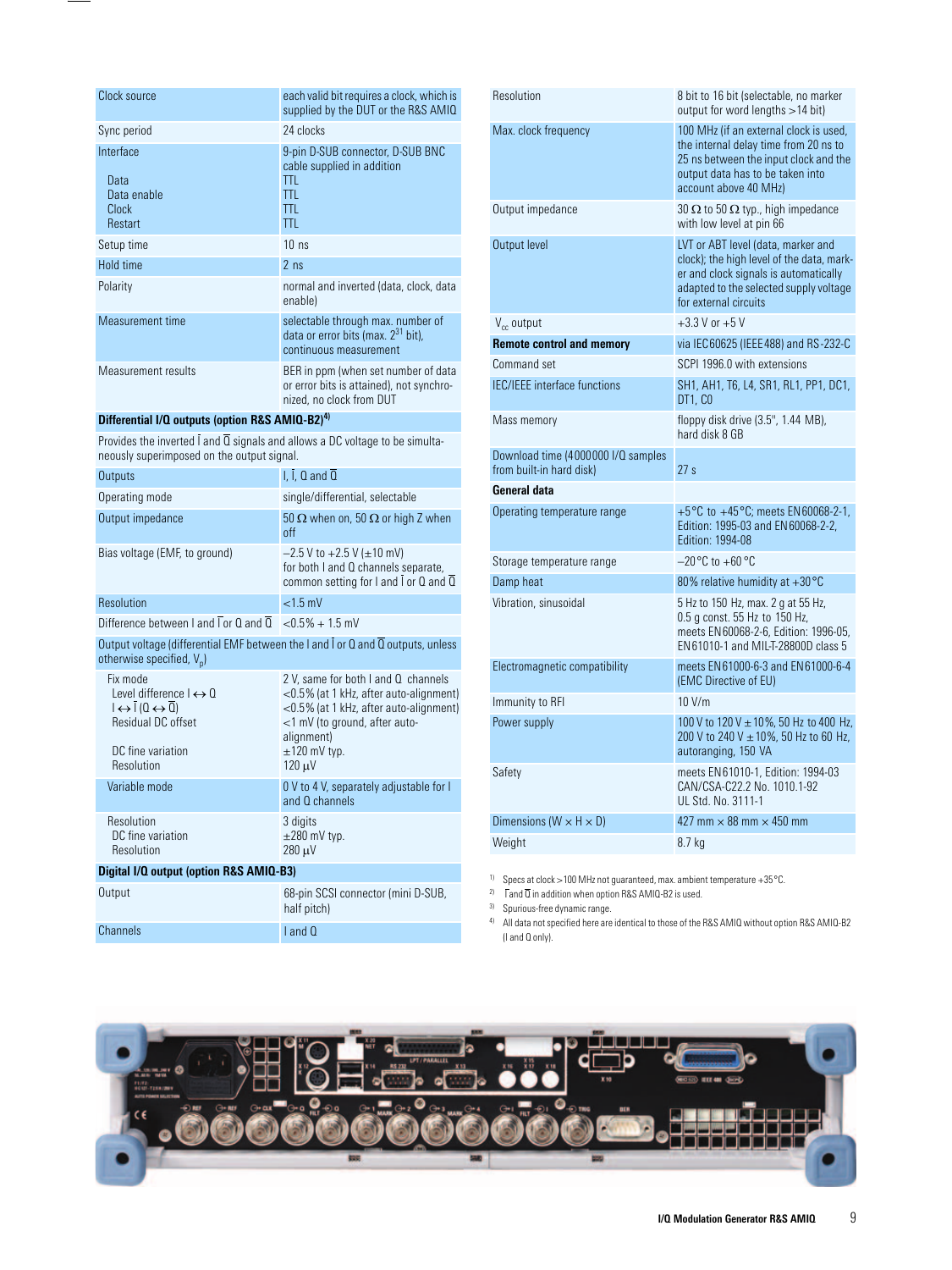| | |
|---|---|
| Clock source | each valid bit requires a clock, which is supplied by the DUT or the R&S AMIQ |
| Sync period | 24 clocks |
| Interface<br>Data<br>Data enable<br>Clock<br>Restart | 9-pin D-SUB connector, D-SUB BNC cable supplied in addition<br>TTL<br>TTL<br>TTL<br>TTL |
| Setup time | 10 ns |
| Hold time | 2 ns |
| Polarity | normal and inverted (data, clock, data enable) |
| Measurement time | selectable through max. number of data or error bits (max. $2^{31}$ bit), continuous measurement |
| Measurement results | BER in ppm (when set number of data or error bits is attained), not synchronized, no clock from DUT |
| **Differential I/Q outputs (option R&S AMIQ-B2)[4]** | |
| Provides the inverted $\bar{I}$ and $\bar{Q}$ signals and allows a DC voltage to be simultaneously superimposed on the output signal. | |
| Outputs | I, $\bar{I}$, Q and $\bar{Q}$ |
| Operating mode | single/differential, selectable |
| Output impedance | 50 Ω when on, 50 Ω or high Z when off |
| Bias voltage (EMF, to ground) | −2.5 V to +2.5 V (±10 mV)<br>for both I and Q channels separate, common setting for I and $\bar{I}$ or Q and $\bar{Q}$ |
| Resolution | <1.5 mV |
| Difference between I and $\bar{I}$ or Q and $\bar{Q}$ | <0.5% + 1.5 mV |
| Output voltage (differential EMF between the I and $\bar{I}$ or Q and $\bar{Q}$ outputs, unless otherwise specified, $V_p$) | |
| Fix mode<br>Level difference I ↔ Q<br>I ↔ $\bar{I}$ (Q ↔ $\bar{Q}$)<br>Residual DC offset<br><br>DC fine variation<br>Resolution | 2 V, same for both I and Q channels<br><0.5% (at 1 kHz, after auto-alignment)<br><0.5% (at 1 kHz, after auto-alignment)<br><1 mV (to ground, after auto-alignment)<br>±120 mV typ.<br>120 µV |
| Variable mode | 0 V to 4 V, separately adjustable for I and Q channels |
| Resolution<br>DC fine variation<br>Resolution | 3 digits<br>±280 mV typ.<br>280 µV |
| **Digital I/Q output (option R&S AMIQ-B3)** | |
| Output | 68-pin SCSI connector (mini D-SUB, half pitch) |
| Channels | I and Q |

| | |
|---|---|
| Resolution | 8 bit to 16 bit (selectable, no marker output for word lengths >14 bit) |
| Max. clock frequency | 100 MHz (if an external clock is used, the internal delay time from 20 ns to 25 ns between the input clock and the output data has to be taken into account above 40 MHz) |
| Output impedance | 30 Ω to 50 Ω typ., high impedance with low level at pin 66 |
| Output level | LVT or ABT level (data, marker and clock); the high level of the data, marker and clock signals is automatically adapted to the selected supply voltage for external circuits |
| $V_{cc}$ output | +3.3 V or +5 V |
| **Remote control and memory** | via IEC60625 (IEEE488) and RS-232-C |
| Command set | SCPI 1996.0 with extensions |
| IEC/IEEE interface functions | SH1, AH1, T6, L4, SR1, RL1, PP1, DC1, DT1, C0 |
| Mass memory | floppy disk drive (3.5", 1.44 MB), hard disk 8 GB |
| Download time (4000000 I/Q samples from built-in hard disk) | 27 s |
| **General data** | |
| Operating temperature range | +5°C to +45°C; meets EN60068-2-1, Edition: 1995-03 and EN60068-2-2, Edition: 1994-08 |
| Storage temperature range | −20°C to +60°C |
| Damp heat | 80% relative humidity at +30°C |
| Vibration, sinusoidal | 5 Hz to 150 Hz, max. 2 g at 55 Hz, 0.5 g const. 55 Hz to 150 Hz, meets EN60068-2-6, Edition: 1996-05, EN61010-1 and MIL-T-28800D class 5 |
| Electromagnetic compatibility | meets EN61000-6-3 and EN61000-6-4 (EMC Directive of EU) |
| Immunity to RFI | 10 V/m |
| Power supply | 100 V to 120 V ± 10%, 50 Hz to 400 Hz, 200 V to 240 V ± 10%, 50 Hz to 60 Hz, autoranging, 150 VA |
| Safety | meets EN61010-1, Edition: 1994-03<br>CAN/CSA-C22.2 No. 1010.1-92<br>UL Std. No. 3111-1 |
| Dimensions (W × H × D) | 427 mm × 88 mm × 450 mm |
| Weight | 8.7 kg |

1) Specs at clock >100 MHz not guaranteed, max. ambient temperature +35°C.
2) $\bar{I}$ and $\bar{Q}$ in addition when option R&S AMIQ-B2 is used.
3) Spurious-free dynamic range.
4) All data not specified here are identical to those of the R&S AMIQ without option R&S AMIQ-B2 (I and Q only).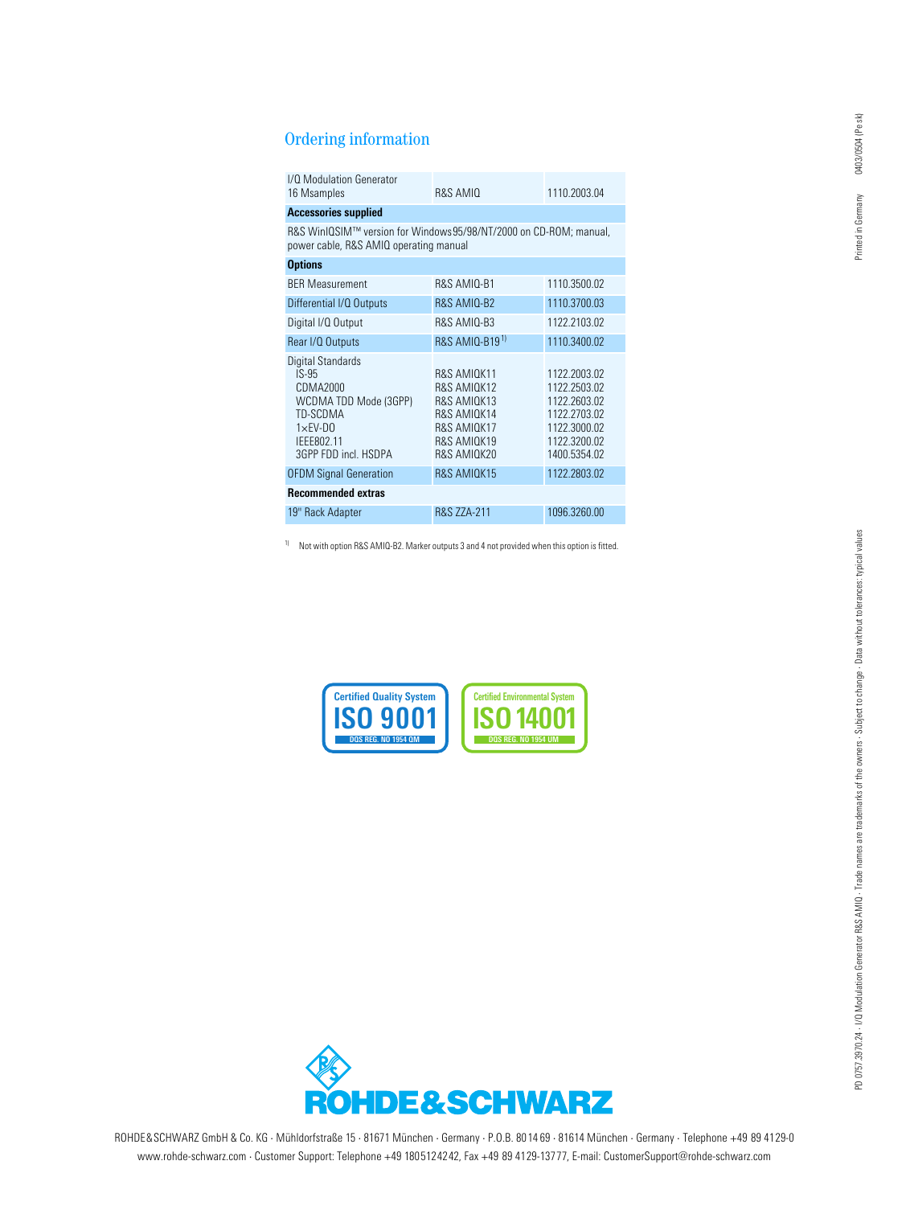## Ordering information

| | | |
|---|---|---|
| I/Q Modulation Generator 16 Msamples | R&S AMIQ | 1110.2003.04 |
| **Accessories supplied** | | |
| R&S WinIQSIM™ version for Windows95/98/NT/2000 on CD-ROM; manual, power cable, R&S AMIQ operating manual | | |
| **Options** | | |
| BER Measurement | R&S AMIQ-B1 | 1110.3500.02 |
| Differential I/Q Outputs | R&S AMIQ-B2 | 1110.3700.03 |
| Digital I/Q Output | R&S AMIQ-B3 | 1122.2103.02 |
| Rear I/Q Outputs | R&S AMIQ-B19 [1)] | 1110.3400.02 |
| Digital Standards | | |
| IS-95 | R&S AMIQK11 | 1122.2003.02 |
| CDMA2000 | R&S AMIQK12 | 1122.2503.02 |
| WCDMA TDD Mode (3GPP) | R&S AMIQK13 | 1122.2603.02 |
| TD-SCDMA | R&S AMIQK14 | 1122.2703.02 |
| 1×EV-DO | R&S AMIQK17 | 1122.3000.02 |
| IEEE802.11 | R&S AMIQK19 | 1122.3200.02 |
| 3GPP FDD incl. HSDPA | R&S AMIQK20 | 1400.5354.02 |
| OFDM Signal Generation | R&S AMIQK15 | 1122.2803.02 |
| **Recommended extras** | | |
| 19" Rack Adapter | R&S ZZA-211 | 1096.3260.00 |

1) Not with option R&S AMIQ-B2. Marker outputs 3 and 4 not provided when this option is fitted.

Certified Quality System ISO 9001 DQS REG. NO 1954 QM

Certified Environmental System ISO 14001 DQS REG. NO 1954 UM

ROHDE&SCHWARZ

ROHDE&SCHWARZ GmbH & Co. KG · Mühldorfstraße 15 · 81671 München · Germany · P.O.B. 80 14 69 · 81614 München · Germany · Telephone +49 89 4129-0
www.rohde-schwarz.com · Customer Support: Telephone +49 1805124242, Fax +49 89 4129-13777, E-mail: CustomerSupport@rohde-schwarz.com

PD 0757.3970.24 · I/Q Modulation Generator R&S AMIQ · Trade names are trademarks of the owners · Subject to change · Data without tolerances: typical values

Printed in Germany 0403/0504 (Pe sk)